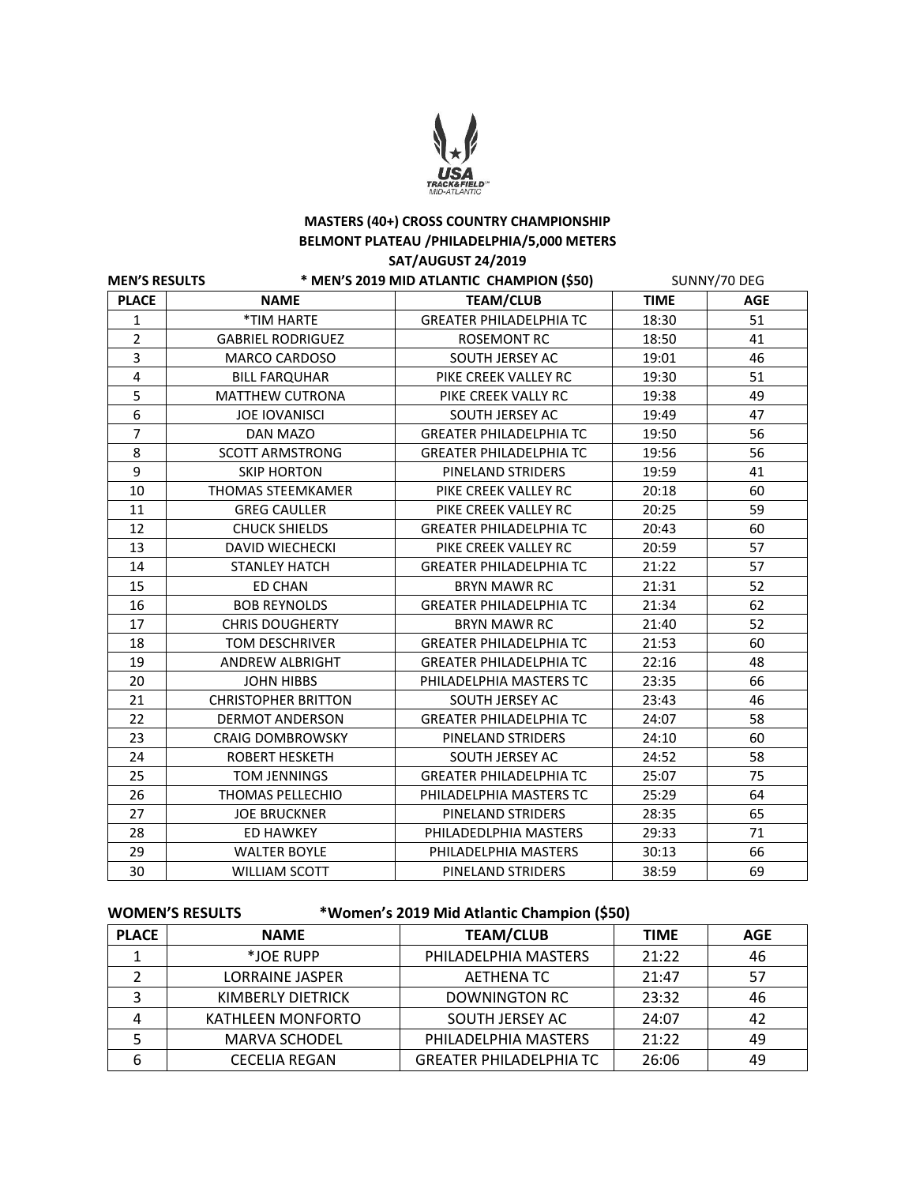**MASTERS (40+) CROSS COUNTRY CHAMPIONSHIP**
**BELMONT PLATEAU /PHILADELPHIA/5,000 METERS**
**SAT/AUGUST 24/2019**

**MEN'S RESULTS** **\* MEN'S 2019 MID ATLANTIC CHAMPION ($50)** SUNNY/70 DEG

| PLACE | NAME | TEAM/CLUB | TIME | AGE |
|---|---|---|---|---|
| 1 | *TIM HARTE | GREATER PHILADELPHIA TC | 18:30 | 51 |
| 2 | GABRIEL RODRIGUEZ | ROSEMONT RC | 18:50 | 41 |
| 3 | MARCO CARDOSO | SOUTH JERSEY AC | 19:01 | 46 |
| 4 | BILL FARQUHAR | PIKE CREEK VALLEY RC | 19:30 | 51 |
| 5 | MATTHEW CUTRONA | PIKE CREEK VALLY RC | 19:38 | 49 |
| 6 | JOE IOVANISCI | SOUTH JERSEY AC | 19:49 | 47 |
| 7 | DAN MAZO | GREATER PHILADELPHIA TC | 19:50 | 56 |
| 8 | SCOTT ARMSTRONG | GREATER PHILADELPHIA TC | 19:56 | 56 |
| 9 | SKIP HORTON | PINELAND STRIDERS | 19:59 | 41 |
| 10 | THOMAS STEEMKAMER | PIKE CREEK VALLEY RC | 20:18 | 60 |
| 11 | GREG CAULLER | PIKE CREEK VALLEY RC | 20:25 | 59 |
| 12 | CHUCK SHIELDS | GREATER PHILADELPHIA TC | 20:43 | 60 |
| 13 | DAVID WIECHECKI | PIKE CREEK VALLEY RC | 20:59 | 57 |
| 14 | STANLEY HATCH | GREATER PHILADELPHIA TC | 21:22 | 57 |
| 15 | ED CHAN | BRYN MAWR RC | 21:31 | 52 |
| 16 | BOB REYNOLDS | GREATER PHILADELPHIA TC | 21:34 | 62 |
| 17 | CHRIS DOUGHERTY | BRYN MAWR RC | 21:40 | 52 |
| 18 | TOM DESCHRIVER | GREATER PHILADELPHIA TC | 21:53 | 60 |
| 19 | ANDREW ALBRIGHT | GREATER PHILADELPHIA TC | 22:16 | 48 |
| 20 | JOHN HIBBS | PHILADELPHIA MASTERS TC | 23:35 | 66 |
| 21 | CHRISTOPHER BRITTON | SOUTH JERSEY AC | 23:43 | 46 |
| 22 | DERMOT ANDERSON | GREATER PHILADELPHIA TC | 24:07 | 58 |
| 23 | CRAIG DOMBROWSKY | PINELAND STRIDERS | 24:10 | 60 |
| 24 | ROBERT HESKETH | SOUTH JERSEY AC | 24:52 | 58 |
| 25 | TOM JENNINGS | GREATER PHILADELPHIA TC | 25:07 | 75 |
| 26 | THOMAS PELLECHIO | PHILADELPHIA MASTERS TC | 25:29 | 64 |
| 27 | JOE BRUCKNER | PINELAND STRIDERS | 28:35 | 65 |
| 28 | ED HAWKEY | PHILADEDLPHIA MASTERS | 29:33 | 71 |
| 29 | WALTER BOYLE | PHILADELPHIA MASTERS | 30:13 | 66 |
| 30 | WILLIAM SCOTT | PINELAND STRIDERS | 38:59 | 69 |

**WOMEN'S RESULTS** **\*Women's 2019 Mid Atlantic Champion ($50)**

| PLACE | NAME | TEAM/CLUB | TIME | AGE |
|---|---|---|---|---|
| 1 | *JOE RUPP | PHILADELPHIA MASTERS | 21:22 | 46 |
| 2 | LORRAINE JASPER | AETHENA TC | 21:47 | 57 |
| 3 | KIMBERLY DIETRICK | DOWNINGTON RC | 23:32 | 46 |
| 4 | KATHLEEN MONFORTO | SOUTH JERSEY AC | 24:07 | 42 |
| 5 | MARVA SCHODEL | PHILADELPHIA MASTERS | 21:22 | 49 |
| 6 | CECELIA REGAN | GREATER PHILADELPHIA TC | 26:06 | 49 |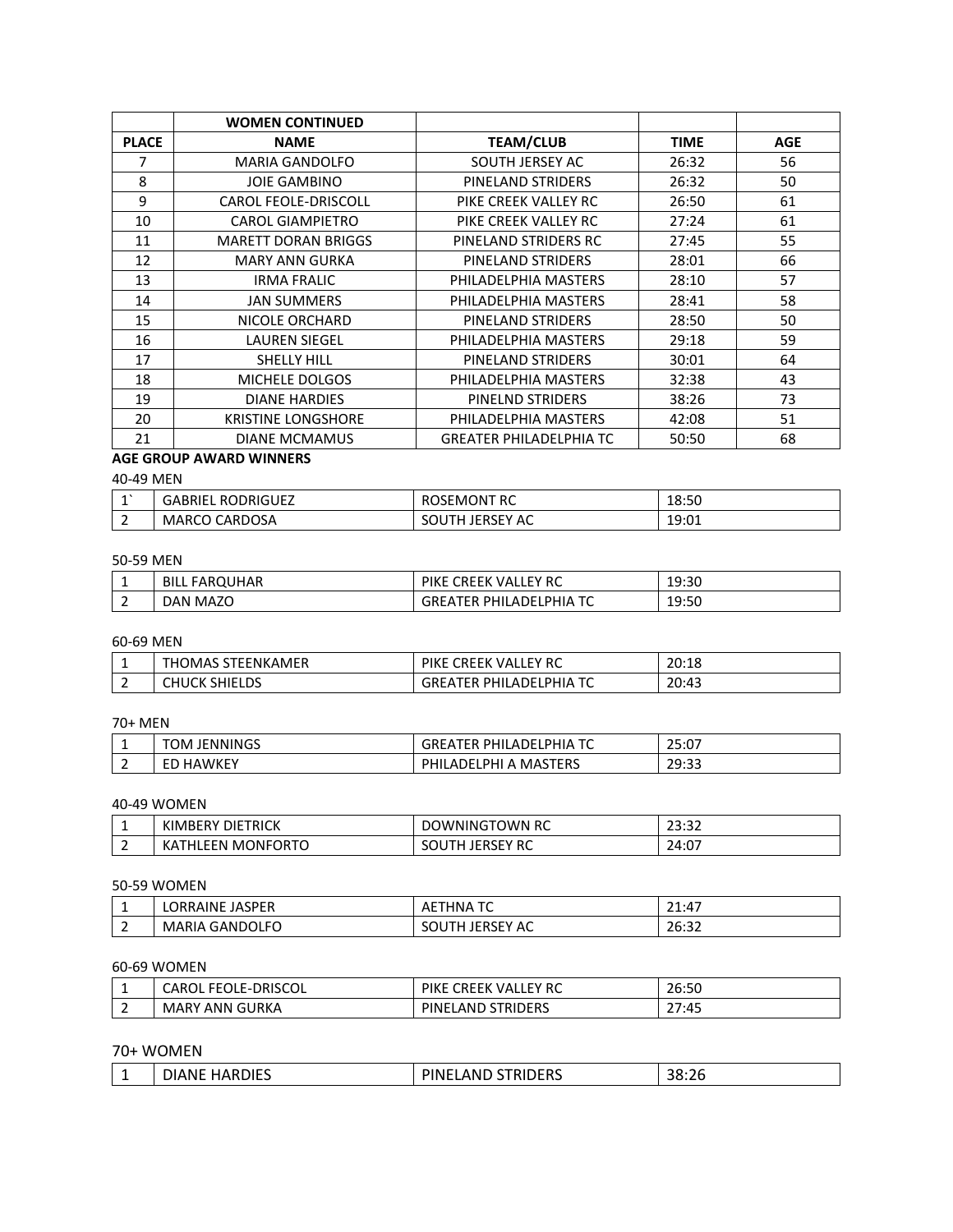| | WOMEN CONTINUED | | | |
|---|---|---|---|---|
| PLACE | NAME | TEAM/CLUB | TIME | AGE |
| 7 | MARIA GANDOLFO | SOUTH JERSEY AC | 26:32 | 56 |
| 8 | JOIE GAMBINO | PINELAND STRIDERS | 26:32 | 50 |
| 9 | CAROL FEOLE-DRISCOLL | PIKE CREEK VALLEY RC | 26:50 | 61 |
| 10 | CAROL GIAMPIETRO | PIKE CREEK VALLEY RC | 27:24 | 61 |
| 11 | MARETT DORAN BRIGGS | PINELAND STRIDERS RC | 27:45 | 55 |
| 12 | MARY ANN GURKA | PINELAND STRIDERS | 28:01 | 66 |
| 13 | IRMA FRALIC | PHILADELPHIA MASTERS | 28:10 | 57 |
| 14 | JAN SUMMERS | PHILADELPHIA MASTERS | 28:41 | 58 |
| 15 | NICOLE ORCHARD | PINELAND STRIDERS | 28:50 | 50 |
| 16 | LAUREN SIEGEL | PHILADELPHIA MASTERS | 29:18 | 59 |
| 17 | SHELLY HILL | PINELAND STRIDERS | 30:01 | 64 |
| 18 | MICHELE DOLGOS | PHILADELPHIA MASTERS | 32:38 | 43 |
| 19 | DIANE HARDIES | PINELND STRIDERS | 38:26 | 73 |
| 20 | KRISTINE LONGSHORE | PHILADELPHIA MASTERS | 42:08 | 51 |
| 21 | DIANE MCMAMUS | GREATER PHILADELPHIA TC | 50:50 | 68 |

**AGE GROUP AWARD WINNERS**

40-49 MEN

| | | | |
|---|---|---|---|
| 1` | GABRIEL RODRIGUEZ | ROSEMONT RC | 18:50 |
| 2 | MARCO CARDOSA | SOUTH JERSEY AC | 19:01 |

50-59 MEN

| | | | |
|---|---|---|---|
| 1 | BILL FARQUHAR | PIKE CREEK VALLEY RC | 19:30 |
| 2 | DAN MAZO | GREATER PHILADELPHIA TC | 19:50 |

60-69 MEN

| | | | |
|---|---|---|---|
| 1 | THOMAS STEENKAMER | PIKE CREEK VALLEY RC | 20:18 |
| 2 | CHUCK SHIELDS | GREATER PHILADELPHIA TC | 20:43 |

70+ MEN

| | | | |
|---|---|---|---|
| 1 | TOM JENNINGS | GREATER PHILADELPHIA TC | 25:07 |
| 2 | ED HAWKEY | PHILADELPHI A MASTERS | 29:33 |

40-49 WOMEN

| | | | |
|---|---|---|---|
| 1 | KIMBERY DIETRICK | DOWNINGTOWN RC | 23:32 |
| 2 | KATHLEEN MONFORTO | SOUTH JERSEY RC | 24:07 |

50-59 WOMEN

| | | | |
|---|---|---|---|
| 1 | LORRAINE JASPER | AETHNA TC | 21:47 |
| 2 | MARIA GANDOLFO | SOUTH JERSEY AC | 26:32 |

60-69 WOMEN

| | | | |
|---|---|---|---|
| 1 | CAROL FEOLE-DRISCOL | PIKE CREEK VALLEY RC | 26:50 |
| 2 | MARY ANN GURKA | PINELAND STRIDERS | 27:45 |

70+ WOMEN

| | | | |
|---|---|---|---|
| 1 | DIANE HARDIES | PINELAND STRIDERS | 38:26 |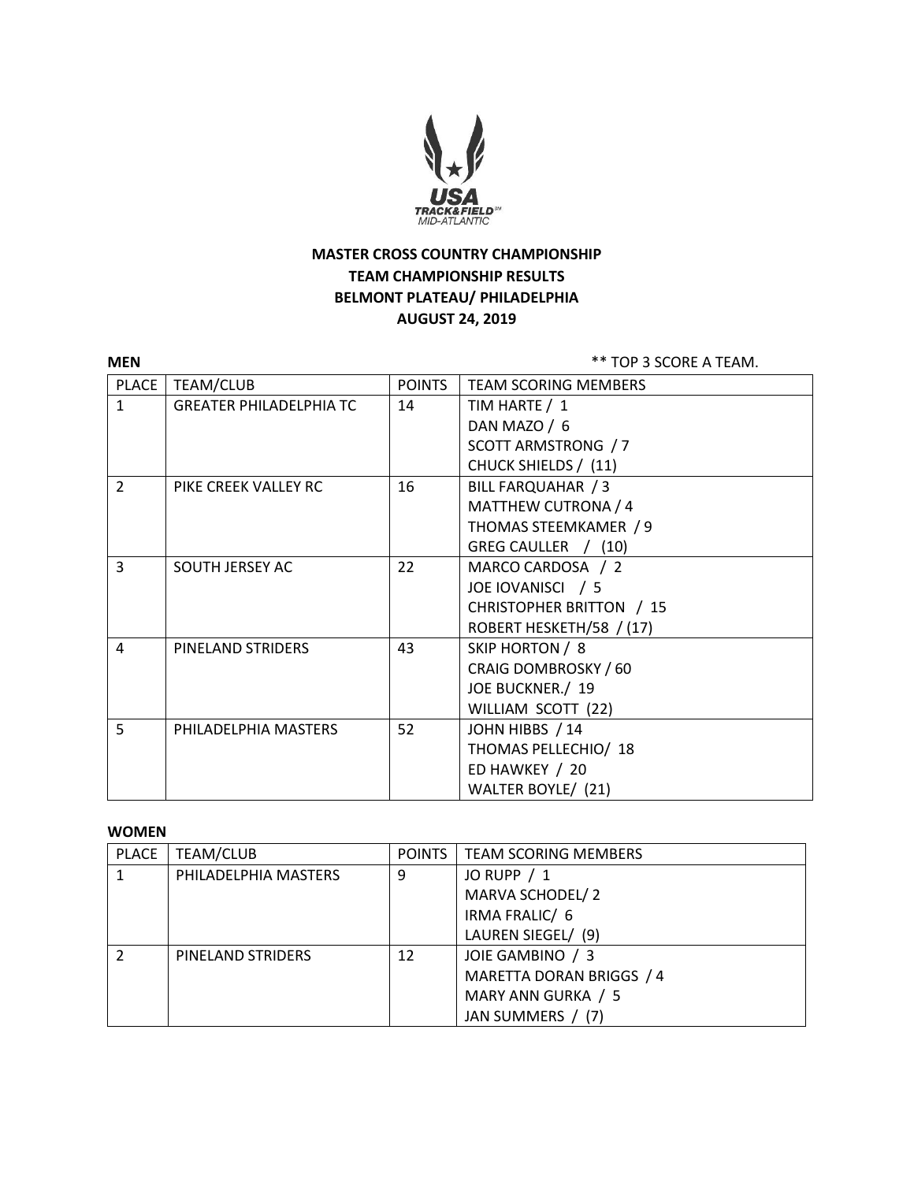**MASTER CROSS COUNTRY CHAMPIONSHIP**
**TEAM CHAMPIONSHIP RESULTS**
**BELMONT PLATEAU/ PHILADELPHIA**
**AUGUST 24, 2019**

**MEN** ** TOP 3 SCORE A TEAM.

| PLACE | TEAM/CLUB | POINTS | TEAM SCORING MEMBERS |
|---|---|---|---|
| 1 | GREATER PHILADELPHIA TC | 14 | TIM HARTE / 1<br>DAN MAZO / 6<br>SCOTT ARMSTRONG / 7<br>CHUCK SHIELDS / (11) |
| 2 | PIKE CREEK VALLEY RC | 16 | BILL FARQUAHAR / 3<br>MATTHEW CUTRONA / 4<br>THOMAS STEEMKAMER / 9<br>GREG CAULLER / (10) |
| 3 | SOUTH JERSEY AC | 22 | MARCO CARDOSA / 2<br>JOE IOVANISCI / 5<br>CHRISTOPHER BRITTON / 15<br>ROBERT HESKETH/58 / (17) |
| 4 | PINELAND STRIDERS | 43 | SKIP HORTON / 8<br>CRAIG DOMBROSKY / 60<br>JOE BUCKNER./ 19<br>WILLIAM SCOTT (22) |
| 5 | PHILADELPHIA MASTERS | 52 | JOHN HIBBS / 14<br>THOMAS PELLECHIO/ 18<br>ED HAWKEY / 20<br>WALTER BOYLE/ (21) |

**WOMEN**

| PLACE | TEAM/CLUB | POINTS | TEAM SCORING MEMBERS |
|---|---|---|---|
| 1 | PHILADELPHIA MASTERS | 9 | JO RUPP / 1<br>MARVA SCHODEL/ 2<br>IRMA FRALIC/ 6<br>LAUREN SIEGEL/ (9) |
| 2 | PINELAND STRIDERS | 12 | JOIE GAMBINO / 3<br>MARETTA DORAN BRIGGS / 4<br>MARY ANN GURKA / 5<br>JAN SUMMERS / (7) |